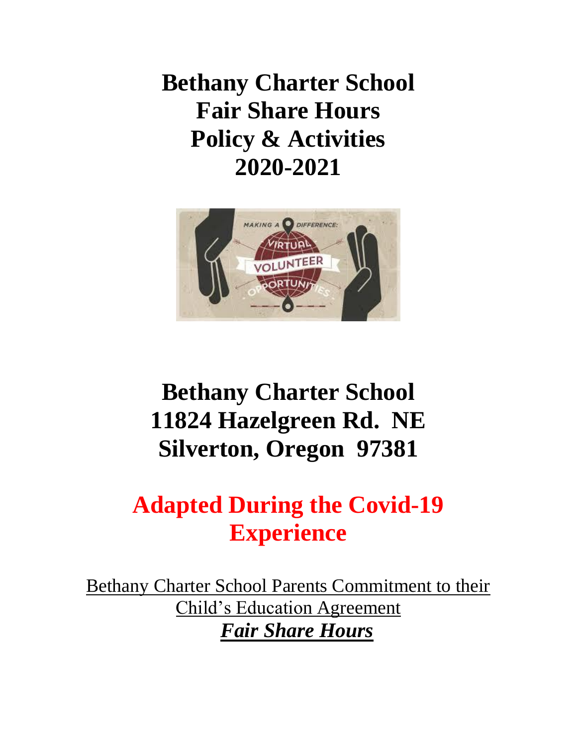# Bethany Charter School
# Fair Share Hours
# Policy & Activities
# 2020-2021

# Bethany Charter School
# 11824 Hazelgreen Rd. NE
# Silverton, Oregon 97381

# Adapted During the Covid-19 Experience

Bethany Charter School Parents Commitment to their Child's Education Agreement

***Fair Share Hours***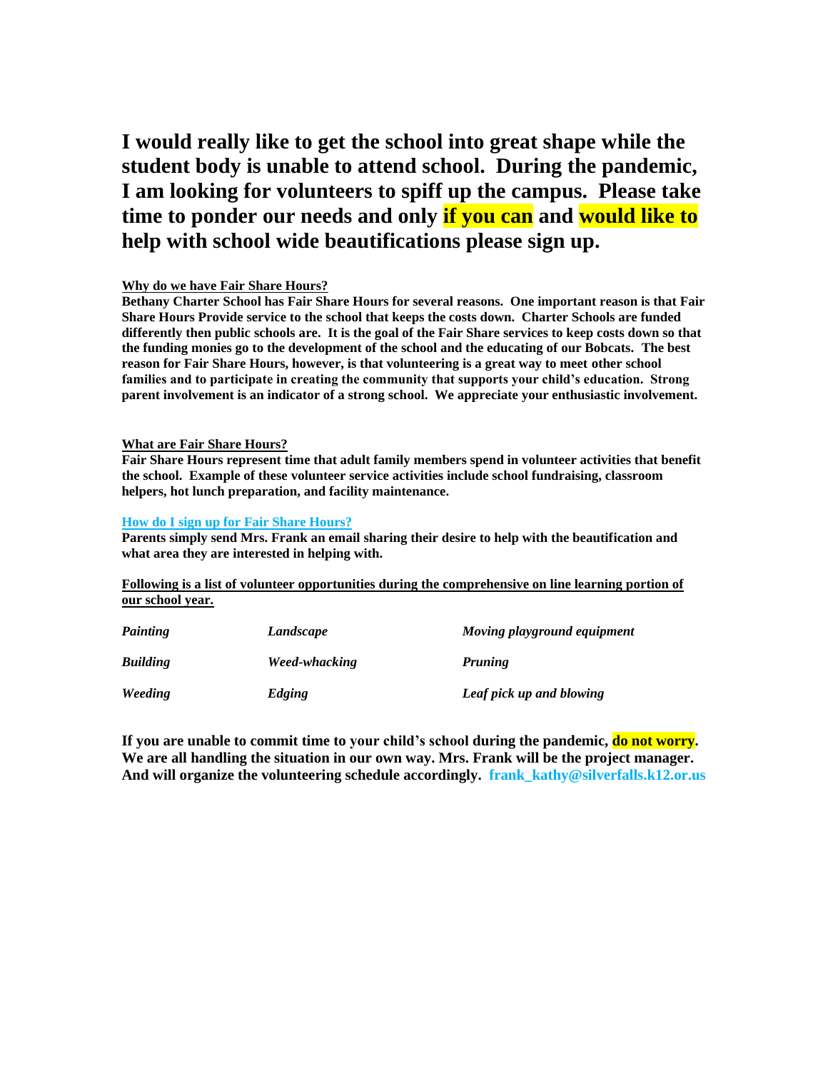**I would really like to get the school into great shape while the student body is unable to attend school. During the pandemic, I am looking for volunteers to spiff up the campus. Please take time to ponder our needs and only if you can and would like to help with school wide beautifications please sign up.**

**Why do we have Fair Share Hours?**

**Bethany Charter School has Fair Share Hours for several reasons. One important reason is that Fair Share Hours Provide service to the school that keeps the costs down. Charter Schools are funded differently then public schools are. It is the goal of the Fair Share services to keep costs down so that the funding monies go to the development of the school and the educating of our Bobcats. The best reason for Fair Share Hours, however, is that volunteering is a great way to meet other school families and to participate in creating the community that supports your child's education. Strong parent involvement is an indicator of a strong school. We appreciate your enthusiastic involvement.**

**What are Fair Share Hours?**

**Fair Share Hours represent time that adult family members spend in volunteer activities that benefit the school. Example of these volunteer service activities include school fundraising, classroom helpers, hot lunch preparation, and facility maintenance.**

**How do I sign up for Fair Share Hours?**

**Parents simply send Mrs. Frank an email sharing their desire to help with the beautification and what area they are interested in helping with.**

**Following is a list of volunteer opportunities during the comprehensive on line learning portion of our school year.**

| | | |
|---|---|---|
| ***Painting*** | ***Landscape*** | ***Moving playground equipment*** |
| ***Building*** | ***Weed-whacking*** | ***Pruning*** |
| ***Weeding*** | ***Edging*** | ***Leaf pick up and blowing*** |

**If you are unable to commit time to your child's school during the pandemic, do not worry. We are all handling the situation in our own way. Mrs. Frank will be the project manager. And will organize the volunteering schedule accordingly. frank_kathy@silverfalls.k12.or.us**